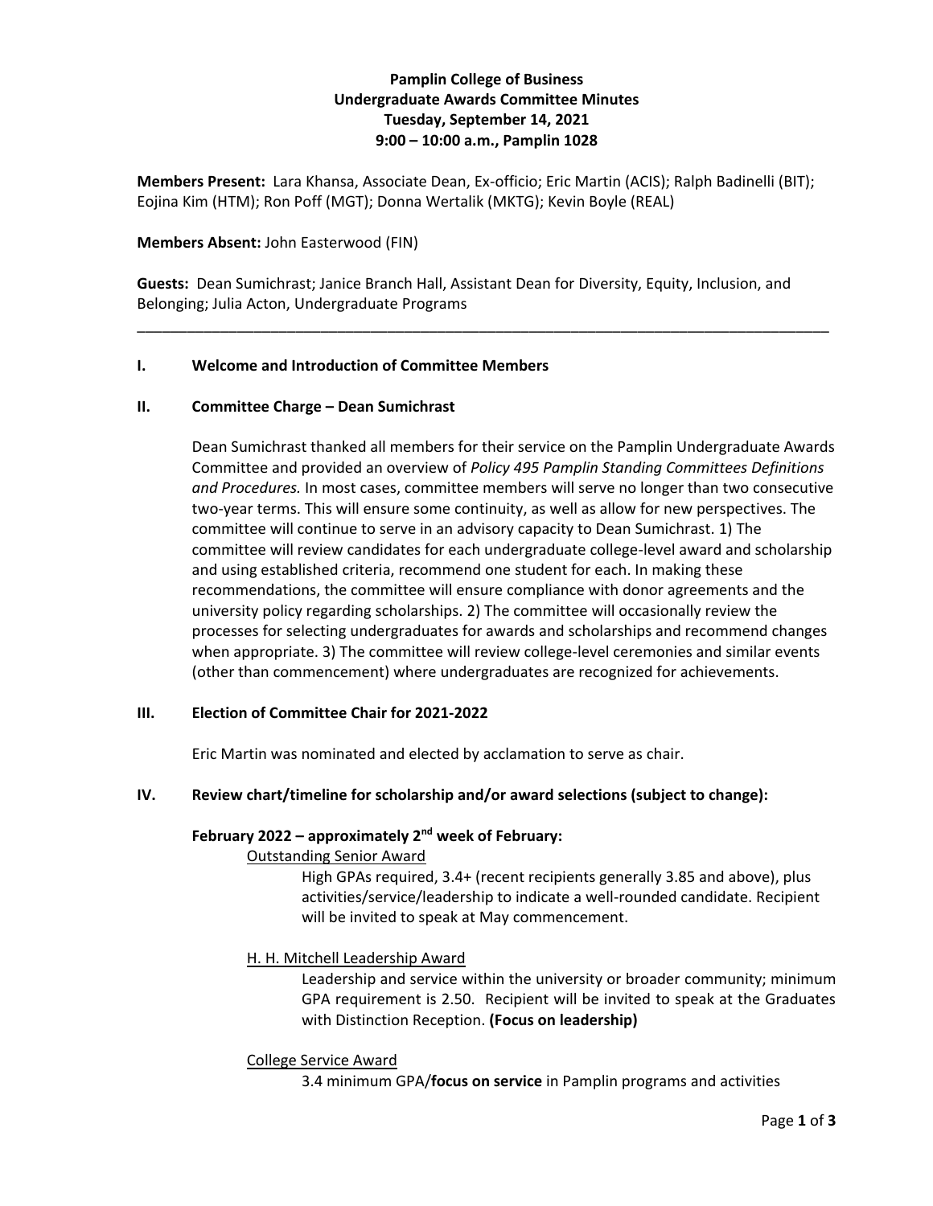**Pamplin College of Business**
**Undergraduate Awards Committee Minutes**
**Tuesday, September 14, 2021**
**9:00 – 10:00 a.m., Pamplin 1028**

**Members Present:** Lara Khansa, Associate Dean, Ex-officio; Eric Martin (ACIS); Ralph Badinelli (BIT); Eojina Kim (HTM); Ron Poff (MGT); Donna Wertalik (MKTG); Kevin Boyle (REAL)

**Members Absent:** John Easterwood (FIN)

**Guests:** Dean Sumichrast; Janice Branch Hall, Assistant Dean for Diversity, Equity, Inclusion, and Belonging; Julia Acton, Undergraduate Programs

---

## I. Welcome and Introduction of Committee Members

## II. Committee Charge – Dean Sumichrast

Dean Sumichrast thanked all members for their service on the Pamplin Undergraduate Awards Committee and provided an overview of *Policy 495 Pamplin Standing Committees Definitions and Procedures.* In most cases, committee members will serve no longer than two consecutive two-year terms. This will ensure some continuity, as well as allow for new perspectives. The committee will continue to serve in an advisory capacity to Dean Sumichrast. 1) The committee will review candidates for each undergraduate college-level award and scholarship and using established criteria, recommend one student for each. In making these recommendations, the committee will ensure compliance with donor agreements and the university policy regarding scholarships. 2) The committee will occasionally review the processes for selecting undergraduates for awards and scholarships and recommend changes when appropriate. 3) The committee will review college-level ceremonies and similar events (other than commencement) where undergraduates are recognized for achievements.

## III. Election of Committee Chair for 2021-2022

Eric Martin was nominated and elected by acclamation to serve as chair.

## IV. Review chart/timeline for scholarship and/or award selections (subject to change):

### February 2022 – approximately 2nd week of February:

Outstanding Senior Award

High GPAs required, 3.4+ (recent recipients generally 3.85 and above), plus activities/service/leadership to indicate a well-rounded candidate. Recipient will be invited to speak at May commencement.

H. H. Mitchell Leadership Award

Leadership and service within the university or broader community; minimum GPA requirement is 2.50. Recipient will be invited to speak at the Graduates with Distinction Reception. **(Focus on leadership)**

College Service Award

3.4 minimum GPA/**focus on service** in Pamplin programs and activities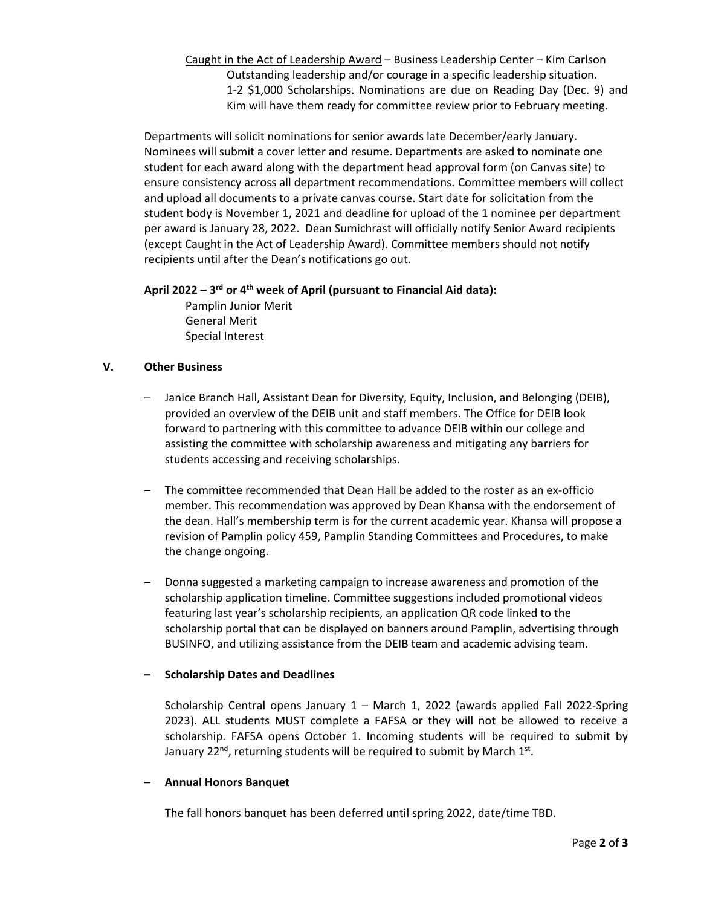<u>Caught in the Act of Leadership Award</u> – Business Leadership Center – Kim Carlson
Outstanding leadership and/or courage in a specific leadership situation.
1-2 $1,000 Scholarships. Nominations are due on Reading Day (Dec. 9) and Kim will have them ready for committee review prior to February meeting.

Departments will solicit nominations for senior awards late December/early January. Nominees will submit a cover letter and resume. Departments are asked to nominate one student for each award along with the department head approval form (on Canvas site) to ensure consistency across all department recommendations. Committee members will collect and upload all documents to a private canvas course. Start date for solicitation from the student body is November 1, 2021 and deadline for upload of the 1 nominee per department per award is January 28, 2022. Dean Sumichrast will officially notify Senior Award recipients (except Caught in the Act of Leadership Award). Committee members should not notify recipients until after the Dean's notifications go out.

**April 2022 – 3rd or 4th week of April (pursuant to Financial Aid data):**

Pamplin Junior Merit
General Merit
Special Interest

## V. Other Business

- Janice Branch Hall, Assistant Dean for Diversity, Equity, Inclusion, and Belonging (DEIB), provided an overview of the DEIB unit and staff members. The Office for DEIB look forward to partnering with this committee to advance DEIB within our college and assisting the committee with scholarship awareness and mitigating any barriers for students accessing and receiving scholarships.

- The committee recommended that Dean Hall be added to the roster as an ex-officio member. This recommendation was approved by Dean Khansa with the endorsement of the dean. Hall's membership term is for the current academic year. Khansa will propose a revision of Pamplin policy 459, Pamplin Standing Committees and Procedures, to make the change ongoing.

- Donna suggested a marketing campaign to increase awareness and promotion of the scholarship application timeline. Committee suggestions included promotional videos featuring last year's scholarship recipients, an application QR code linked to the scholarship portal that can be displayed on banners around Pamplin, advertising through BUSINFO, and utilizing assistance from the DEIB team and academic advising team.

- **Scholarship Dates and Deadlines**

  Scholarship Central opens January 1 – March 1, 2022 (awards applied Fall 2022-Spring 2023). ALL students MUST complete a FAFSA or they will not be allowed to receive a scholarship. FAFSA opens October 1. Incoming students will be required to submit by January 22nd, returning students will be required to submit by March 1st.

- **Annual Honors Banquet**

  The fall honors banquet has been deferred until spring 2022, date/time TBD.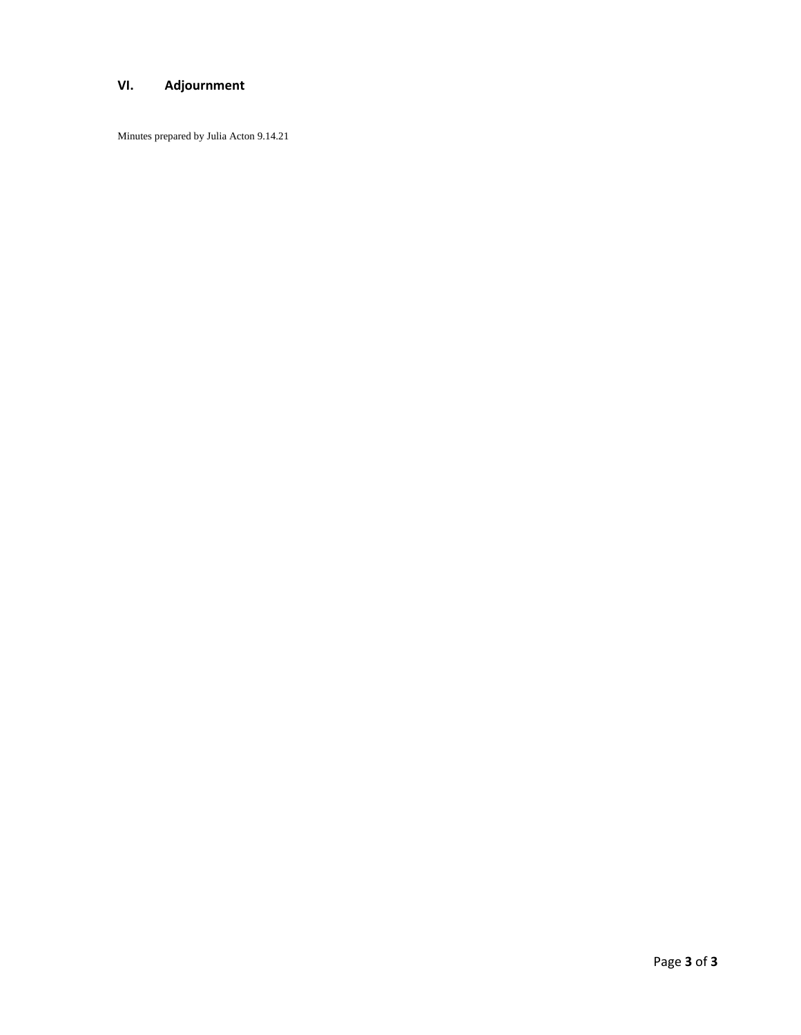## VI. Adjournment

Minutes prepared by Julia Acton 9.14.21